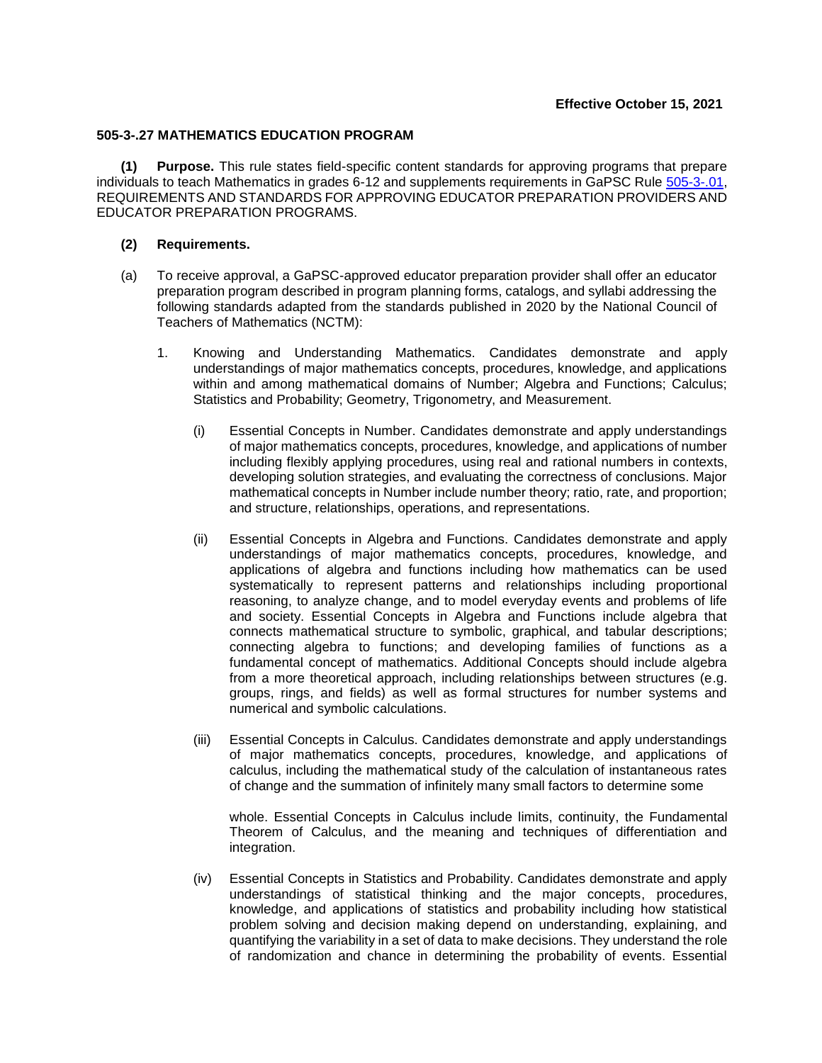**Effective October 15, 2021**

**505-3-.27 MATHEMATICS EDUCATION PROGRAM**

**(1) Purpose.** This rule states field-specific content standards for approving programs that prepare individuals to teach Mathematics in grades 6-12 and supplements requirements in GaPSC Rule 505-3-.01, REQUIREMENTS AND STANDARDS FOR APPROVING EDUCATOR PREPARATION PROVIDERS AND EDUCATOR PREPARATION PROGRAMS.

**(2) Requirements.**

(a) To receive approval, a GaPSC-approved educator preparation provider shall offer an educator preparation program described in program planning forms, catalogs, and syllabi addressing the following standards adapted from the standards published in 2020 by the National Council of Teachers of Mathematics (NCTM):

1. Knowing and Understanding Mathematics. Candidates demonstrate and apply understandings of major mathematics concepts, procedures, knowledge, and applications within and among mathematical domains of Number; Algebra and Functions; Calculus; Statistics and Probability; Geometry, Trigonometry, and Measurement.

   (i) Essential Concepts in Number. Candidates demonstrate and apply understandings of major mathematics concepts, procedures, knowledge, and applications of number including flexibly applying procedures, using real and rational numbers in contexts, developing solution strategies, and evaluating the correctness of conclusions. Major mathematical concepts in Number include number theory; ratio, rate, and proportion; and structure, relationships, operations, and representations.

   (ii) Essential Concepts in Algebra and Functions. Candidates demonstrate and apply understandings of major mathematics concepts, procedures, knowledge, and applications of algebra and functions including how mathematics can be used systematically to represent patterns and relationships including proportional reasoning, to analyze change, and to model everyday events and problems of life and society. Essential Concepts in Algebra and Functions include algebra that connects mathematical structure to symbolic, graphical, and tabular descriptions; connecting algebra to functions; and developing families of functions as a fundamental concept of mathematics. Additional Concepts should include algebra from a more theoretical approach, including relationships between structures (e.g. groups, rings, and fields) as well as formal structures for number systems and numerical and symbolic calculations.

   (iii) Essential Concepts in Calculus. Candidates demonstrate and apply understandings of major mathematics concepts, procedures, knowledge, and applications of calculus, including the mathematical study of the calculation of instantaneous rates of change and the summation of infinitely many small factors to determine some whole. Essential Concepts in Calculus include limits, continuity, the Fundamental Theorem of Calculus, and the meaning and techniques of differentiation and integration.

   (iv) Essential Concepts in Statistics and Probability. Candidates demonstrate and apply understandings of statistical thinking and the major concepts, procedures, knowledge, and applications of statistics and probability including how statistical problem solving and decision making depend on understanding, explaining, and quantifying the variability in a set of data to make decisions. They understand the role of randomization and chance in determining the probability of events. Essential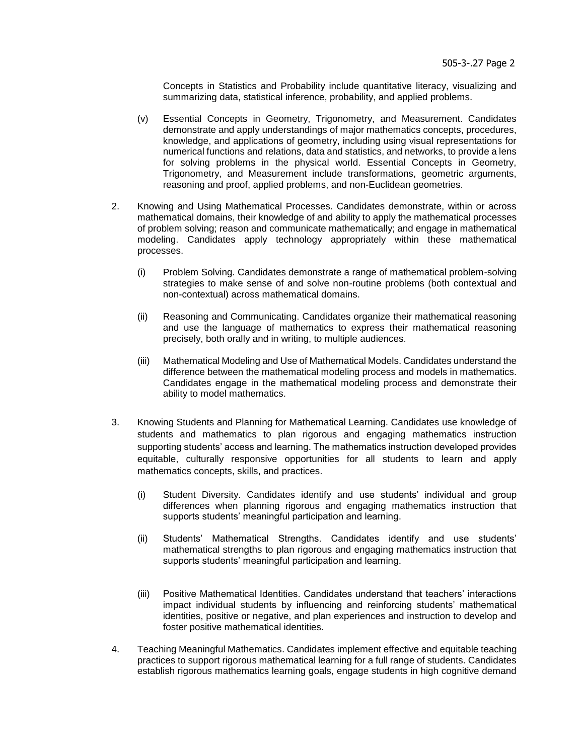Concepts in Statistics and Probability include quantitative literacy, visualizing and summarizing data, statistical inference, probability, and applied problems.

(v) Essential Concepts in Geometry, Trigonometry, and Measurement. Candidates demonstrate and apply understandings of major mathematics concepts, procedures, knowledge, and applications of geometry, including using visual representations for numerical functions and relations, data and statistics, and networks, to provide a lens for solving problems in the physical world. Essential Concepts in Geometry, Trigonometry, and Measurement include transformations, geometric arguments, reasoning and proof, applied problems, and non-Euclidean geometries.

2. Knowing and Using Mathematical Processes. Candidates demonstrate, within or across mathematical domains, their knowledge of and ability to apply the mathematical processes of problem solving; reason and communicate mathematically; and engage in mathematical modeling. Candidates apply technology appropriately within these mathematical processes.

   (i) Problem Solving. Candidates demonstrate a range of mathematical problem-solving strategies to make sense of and solve non-routine problems (both contextual and non-contextual) across mathematical domains.

   (ii) Reasoning and Communicating. Candidates organize their mathematical reasoning and use the language of mathematics to express their mathematical reasoning precisely, both orally and in writing, to multiple audiences.

   (iii) Mathematical Modeling and Use of Mathematical Models. Candidates understand the difference between the mathematical modeling process and models in mathematics. Candidates engage in the mathematical modeling process and demonstrate their ability to model mathematics.

3. Knowing Students and Planning for Mathematical Learning. Candidates use knowledge of students and mathematics to plan rigorous and engaging mathematics instruction supporting students' access and learning. The mathematics instruction developed provides equitable, culturally responsive opportunities for all students to learn and apply mathematics concepts, skills, and practices.

   (i) Student Diversity. Candidates identify and use students' individual and group differences when planning rigorous and engaging mathematics instruction that supports students' meaningful participation and learning.

   (ii) Students' Mathematical Strengths. Candidates identify and use students' mathematical strengths to plan rigorous and engaging mathematics instruction that supports students' meaningful participation and learning.

   (iii) Positive Mathematical Identities. Candidates understand that teachers' interactions impact individual students by influencing and reinforcing students' mathematical identities, positive or negative, and plan experiences and instruction to develop and foster positive mathematical identities.

4. Teaching Meaningful Mathematics. Candidates implement effective and equitable teaching practices to support rigorous mathematical learning for a full range of students. Candidates establish rigorous mathematics learning goals, engage students in high cognitive demand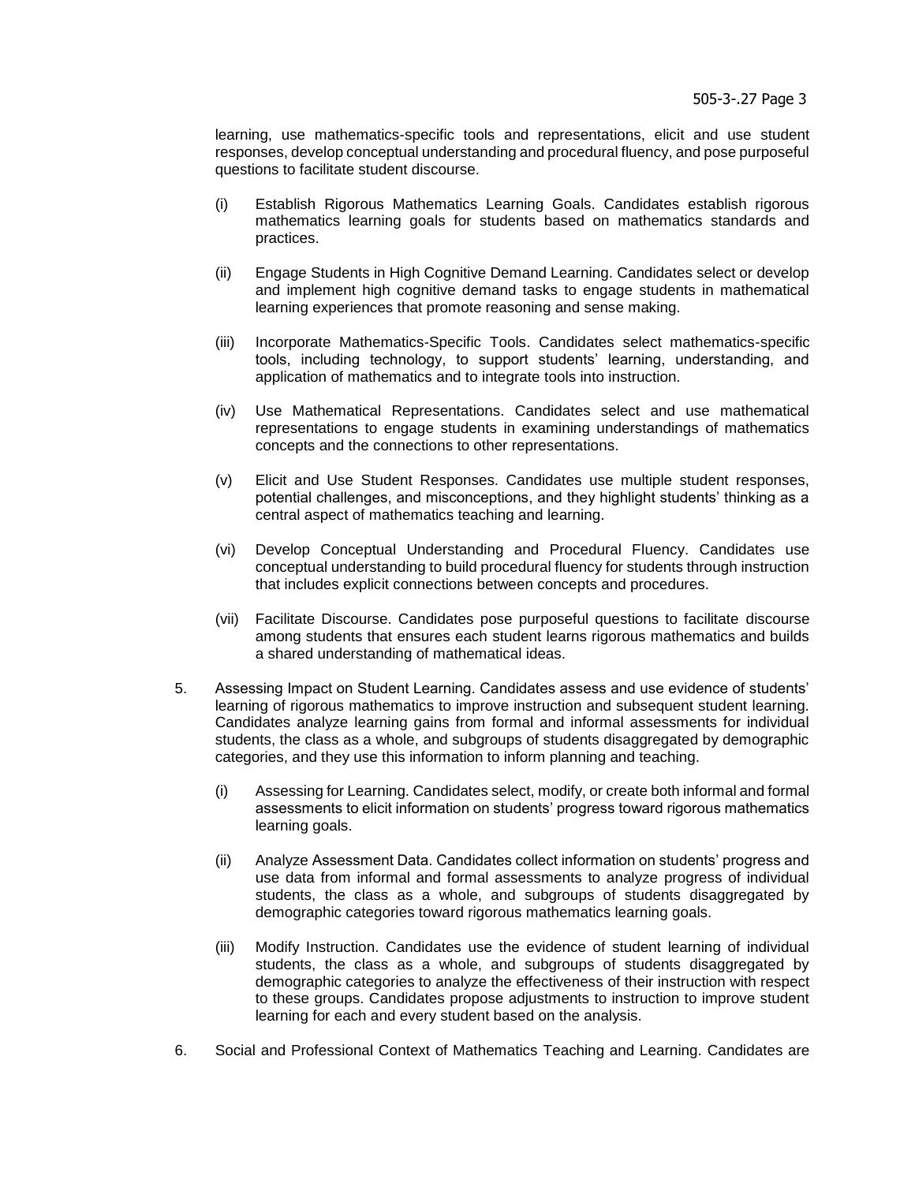learning, use mathematics-specific tools and representations, elicit and use student responses, develop conceptual understanding and procedural fluency, and pose purposeful questions to facilitate student discourse.

(i) Establish Rigorous Mathematics Learning Goals. Candidates establish rigorous mathematics learning goals for students based on mathematics standards and practices.

(ii) Engage Students in High Cognitive Demand Learning. Candidates select or develop and implement high cognitive demand tasks to engage students in mathematical learning experiences that promote reasoning and sense making.

(iii) Incorporate Mathematics-Specific Tools. Candidates select mathematics-specific tools, including technology, to support students' learning, understanding, and application of mathematics and to integrate tools into instruction.

(iv) Use Mathematical Representations. Candidates select and use mathematical representations to engage students in examining understandings of mathematics concepts and the connections to other representations.

(v) Elicit and Use Student Responses. Candidates use multiple student responses, potential challenges, and misconceptions, and they highlight students' thinking as a central aspect of mathematics teaching and learning.

(vi) Develop Conceptual Understanding and Procedural Fluency. Candidates use conceptual understanding to build procedural fluency for students through instruction that includes explicit connections between concepts and procedures.

(vii) Facilitate Discourse. Candidates pose purposeful questions to facilitate discourse among students that ensures each student learns rigorous mathematics and builds a shared understanding of mathematical ideas.

5. Assessing Impact on Student Learning. Candidates assess and use evidence of students' learning of rigorous mathematics to improve instruction and subsequent student learning. Candidates analyze learning gains from formal and informal assessments for individual students, the class as a whole, and subgroups of students disaggregated by demographic categories, and they use this information to inform planning and teaching.

   (i) Assessing for Learning. Candidates select, modify, or create both informal and formal assessments to elicit information on students' progress toward rigorous mathematics learning goals.

   (ii) Analyze Assessment Data. Candidates collect information on students' progress and use data from informal and formal assessments to analyze progress of individual students, the class as a whole, and subgroups of students disaggregated by demographic categories toward rigorous mathematics learning goals.

   (iii) Modify Instruction. Candidates use the evidence of student learning of individual students, the class as a whole, and subgroups of students disaggregated by demographic categories to analyze the effectiveness of their instruction with respect to these groups. Candidates propose adjustments to instruction to improve student learning for each and every student based on the analysis.

6. Social and Professional Context of Mathematics Teaching and Learning. Candidates are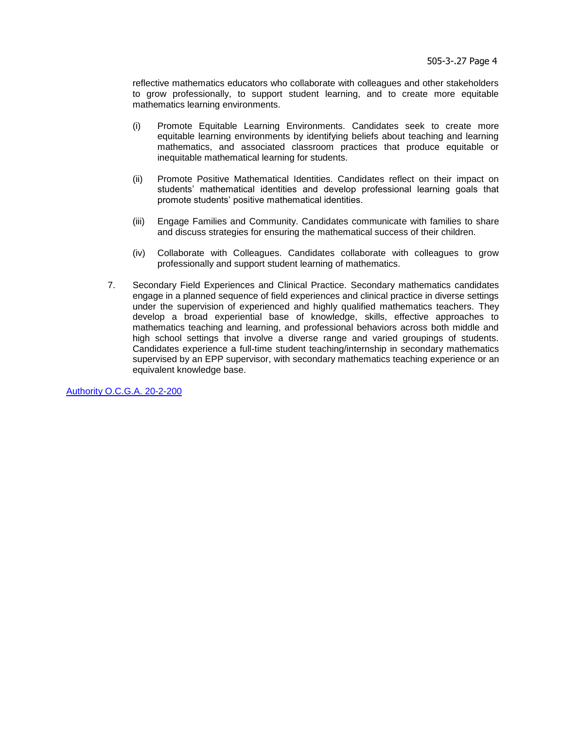reflective mathematics educators who collaborate with colleagues and other stakeholders to grow professionally, to support student learning, and to create more equitable mathematics learning environments.

(i) Promote Equitable Learning Environments. Candidates seek to create more equitable learning environments by identifying beliefs about teaching and learning mathematics, and associated classroom practices that produce equitable or inequitable mathematical learning for students.

(ii) Promote Positive Mathematical Identities. Candidates reflect on their impact on students' mathematical identities and develop professional learning goals that promote students' positive mathematical identities.

(iii) Engage Families and Community. Candidates communicate with families to share and discuss strategies for ensuring the mathematical success of their children.

(iv) Collaborate with Colleagues. Candidates collaborate with colleagues to grow professionally and support student learning of mathematics.

7. Secondary Field Experiences and Clinical Practice. Secondary mathematics candidates engage in a planned sequence of field experiences and clinical practice in diverse settings under the supervision of experienced and highly qualified mathematics teachers. They develop a broad experiential base of knowledge, skills, effective approaches to mathematics teaching and learning, and professional behaviors across both middle and high school settings that involve a diverse range and varied groupings of students. Candidates experience a full-time student teaching/internship in secondary mathematics supervised by an EPP supervisor, with secondary mathematics teaching experience or an equivalent knowledge base.

Authority O.C.G.A. 20-2-200